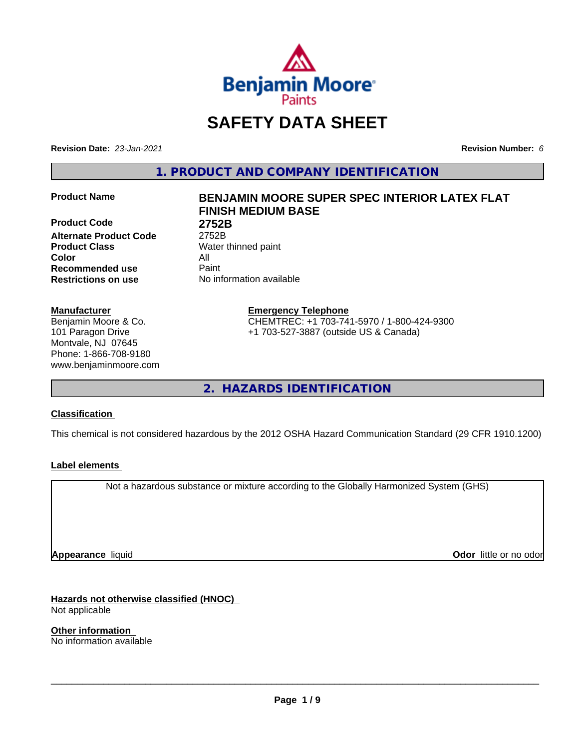# SAFETY DATA SHEET

**Revision Date:** *23-Jan-2021*

**Revision Number:** *6*

## 1. PRODUCT AND COMPANY IDENTIFICATION

| | |
|---|---|
| **Product Name** | **BENJAMIN MOORE SUPER SPEC INTERIOR LATEX FLAT FINISH MEDIUM BASE** |
| **Product Code** | **2752B** |
| **Alternate Product Code** | 2752B |
| **Product Class** | Water thinned paint |
| **Color** | All |
| **Recommended use** | Paint |
| **Restrictions on use** | No information available |

**Manufacturer**
Benjamin Moore & Co.
101 Paragon Drive
Montvale, NJ 07645
Phone: 1-866-708-9180
www.benjaminmoore.com

**Emergency Telephone**
CHEMTREC: +1 703-741-5970 / 1-800-424-9300
+1 703-527-3887 (outside US & Canada)

## 2. HAZARDS IDENTIFICATION

**Classification**

This chemical is not considered hazardous by the 2012 OSHA Hazard Communication Standard (29 CFR 1910.1200)

**Label elements**

Not a hazardous substance or mixture according to the Globally Harmonized System (GHS)

**Appearance** liquid

**Odor** little or no odor

**Hazards not otherwise classified (HNOC)**
Not applicable

**Other information**
No information available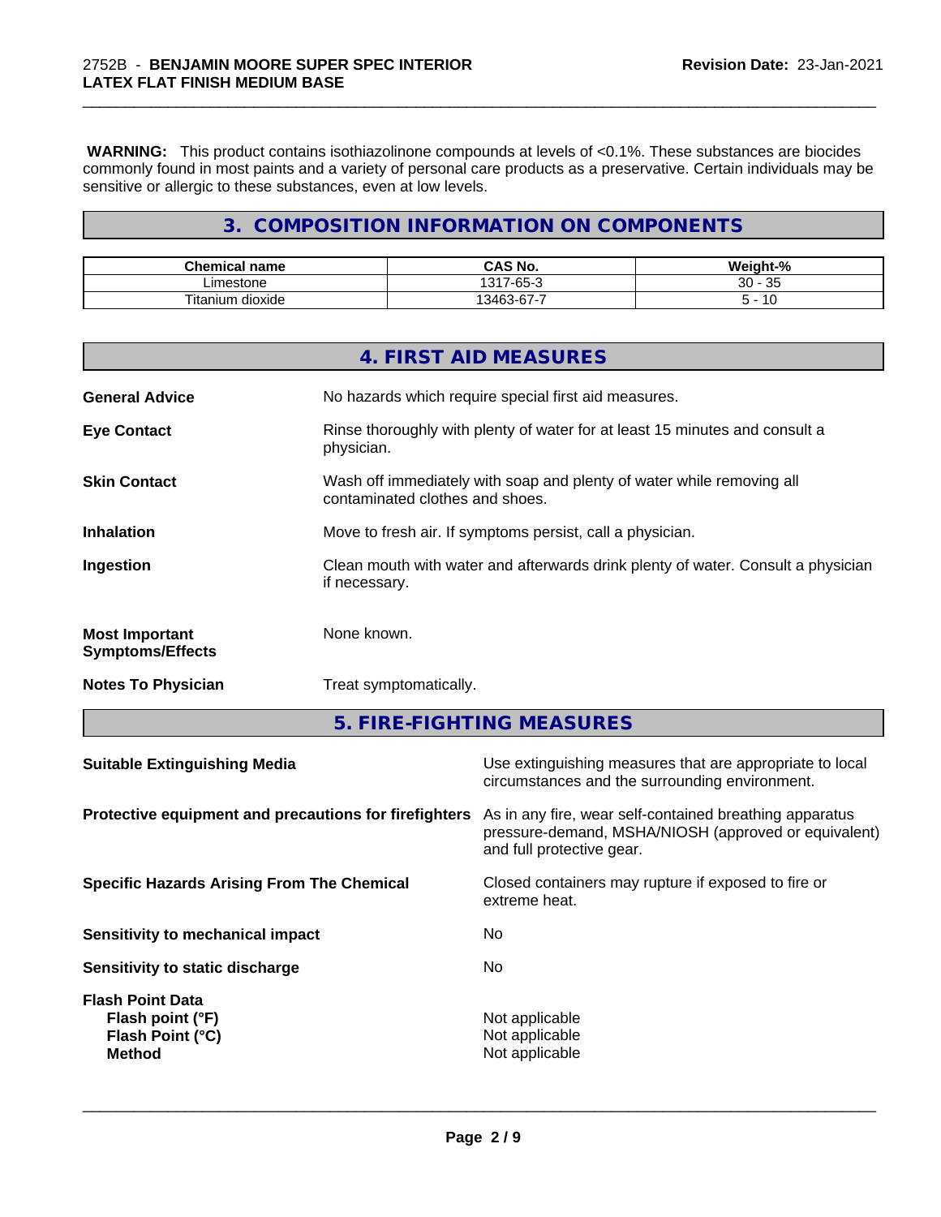**WARNING:** This product contains isothiazolinone compounds at levels of <0.1%. These substances are biocides commonly found in most paints and a variety of personal care products as a preservative. Certain individuals may be sensitive or allergic to these substances, even at low levels.

## 3. COMPOSITION INFORMATION ON COMPONENTS

| Chemical name | CAS No. | Weight-% |
|---|---|---|
| Limestone | 1317-65-3 | 30 - 35 |
| Titanium dioxide | 13463-67-7 | 5 - 10 |

## 4. FIRST AID MEASURES

**General Advice**
No hazards which require special first aid measures.

**Eye Contact**
Rinse thoroughly with plenty of water for at least 15 minutes and consult a physician.

**Skin Contact**
Wash off immediately with soap and plenty of water while removing all contaminated clothes and shoes.

**Inhalation**
Move to fresh air. If symptoms persist, call a physician.

**Ingestion**
Clean mouth with water and afterwards drink plenty of water. Consult a physician if necessary.

**Most Important Symptoms/Effects**
None known.

**Notes To Physician**
Treat symptomatically.

## 5. FIRE-FIGHTING MEASURES

**Suitable Extinguishing Media**
Use extinguishing measures that are appropriate to local circumstances and the surrounding environment.

**Protective equipment and precautions for firefighters**
As in any fire, wear self-contained breathing apparatus pressure-demand, MSHA/NIOSH (approved or equivalent) and full protective gear.

**Specific Hazards Arising From The Chemical**
Closed containers may rupture if exposed to fire or extreme heat.

**Sensitivity to mechanical impact**
No

**Sensitivity to static discharge**
No

**Flash Point Data**
**Flash point (°F)** Not applicable
**Flash Point (°C)** Not applicable
**Method** Not applicable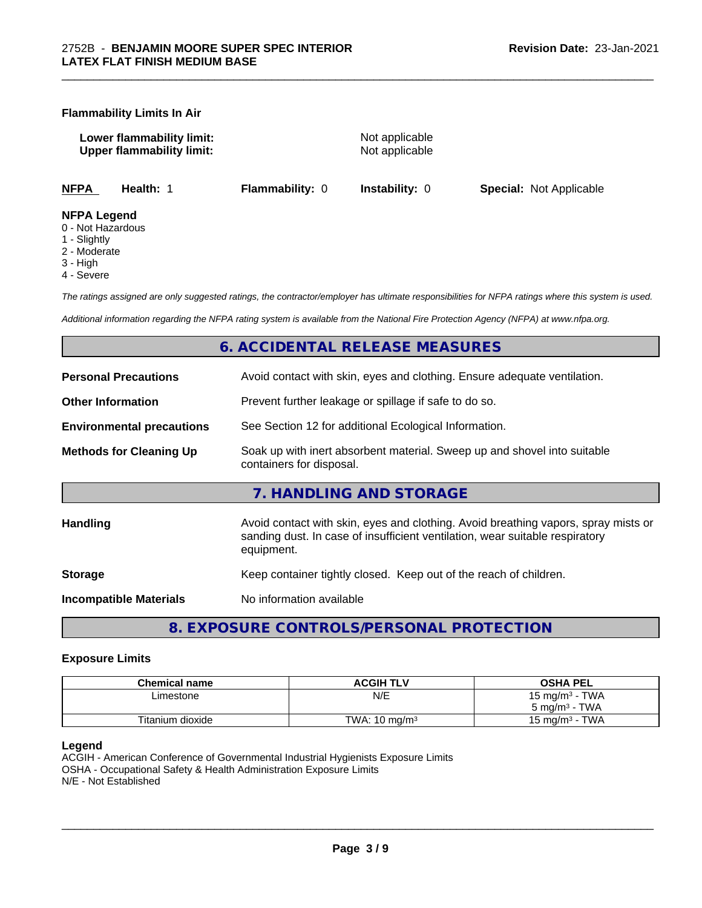**Flammability Limits In Air**

**Lower flammability limit:** Not applicable
**Upper flammability limit:** Not applicable

| **NFPA** | **Health:** 1 | **Flammability:** 0 | **Instability:** 0 | **Special:** Not Applicable |
|---|---|---|---|---|

**NFPA Legend**
0 - Not Hazardous
1 - Slightly
2 - Moderate
3 - High
4 - Severe

*The ratings assigned are only suggested ratings, the contractor/employer has ultimate responsibilities for NFPA ratings where this system is used.*

*Additional information regarding the NFPA rating system is available from the National Fire Protection Agency (NFPA) at www.nfpa.org.*

## 6. ACCIDENTAL RELEASE MEASURES

**Personal Precautions**: Avoid contact with skin, eyes and clothing. Ensure adequate ventilation.

**Other Information**: Prevent further leakage or spillage if safe to do so.

**Environmental precautions**: See Section 12 for additional Ecological Information.

**Methods for Cleaning Up**: Soak up with inert absorbent material. Sweep up and shovel into suitable containers for disposal.

## 7. HANDLING AND STORAGE

**Handling**: Avoid contact with skin, eyes and clothing. Avoid breathing vapors, spray mists or sanding dust. In case of insufficient ventilation, wear suitable respiratory equipment.

**Storage**: Keep container tightly closed. Keep out of the reach of children.

**Incompatible Materials**: No information available

## 8. EXPOSURE CONTROLS/PERSONAL PROTECTION

### Exposure Limits

| Chemical name | ACGIH TLV | OSHA PEL |
|---|---|---|
| Limestone | N/E | 15 mg/m³ - TWA<br>5 mg/m³ - TWA |
| Titanium dioxide | TWA: 10 mg/m³ | 15 mg/m³ - TWA |

**Legend**
ACGIH - American Conference of Governmental Industrial Hygienists Exposure Limits
OSHA - Occupational Safety & Health Administration Exposure Limits
N/E - Not Established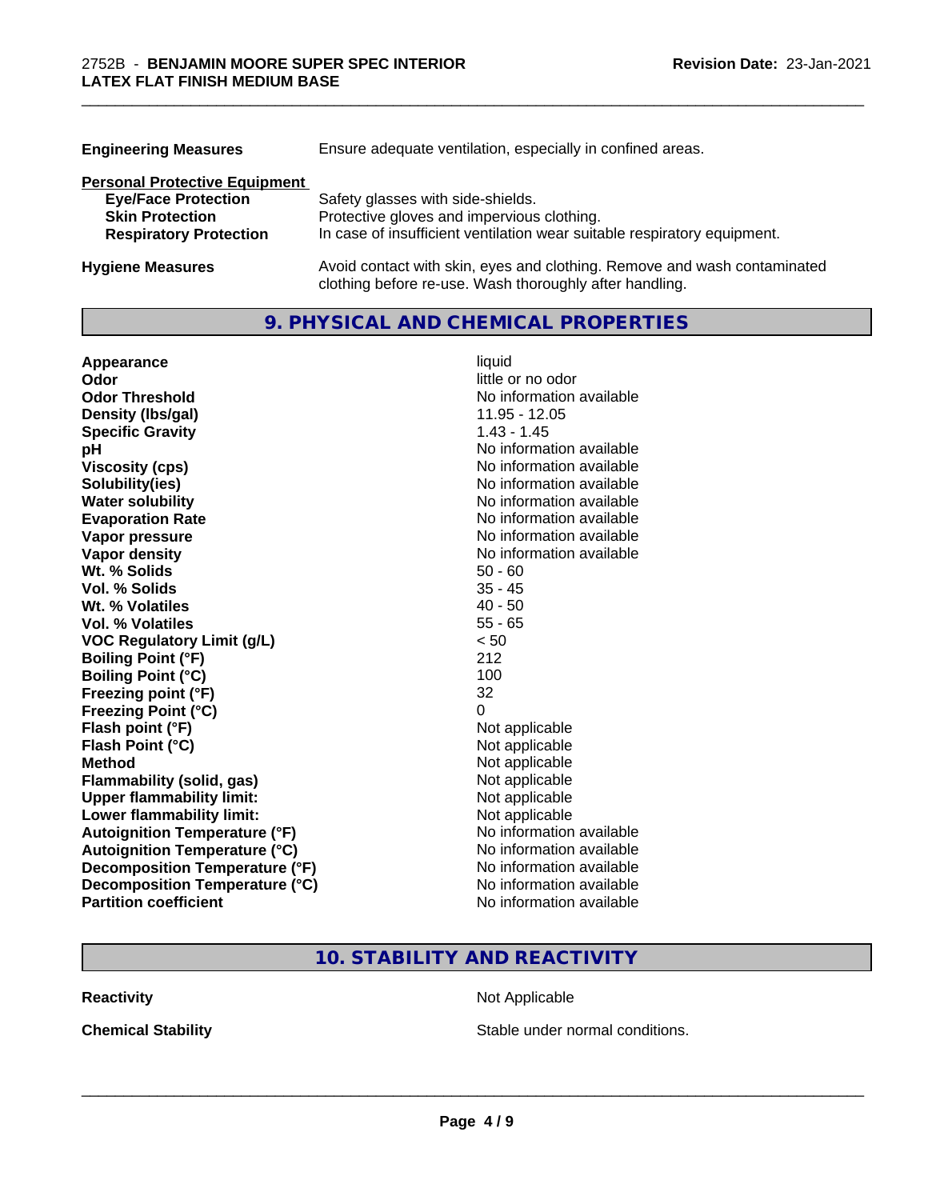| | |
|---|---|
| **Engineering Measures** | Ensure adequate ventilation, especially in confined areas. |

**Personal Protective Equipment**

| | |
|---|---|
| **Eye/Face Protection** | Safety glasses with side-shields. |
| **Skin Protection** | Protective gloves and impervious clothing. |
| **Respiratory Protection** | In case of insufficient ventilation wear suitable respiratory equipment. |

| | |
|---|---|
| **Hygiene Measures** | Avoid contact with skin, eyes and clothing. Remove and wash contaminated clothing before re-use. Wash thoroughly after handling. |

## 9. PHYSICAL AND CHEMICAL PROPERTIES

| | |
|---|---|
| **Appearance** | liquid |
| **Odor** | little or no odor |
| **Odor Threshold** | No information available |
| **Density (lbs/gal)** | 11.95 - 12.05 |
| **Specific Gravity** | 1.43 - 1.45 |
| **pH** | No information available |
| **Viscosity (cps)** | No information available |
| **Solubility(ies)** | No information available |
| **Water solubility** | No information available |
| **Evaporation Rate** | No information available |
| **Vapor pressure** | No information available |
| **Vapor density** | No information available |
| **Wt. % Solids** | 50 - 60 |
| **Vol. % Solids** | 35 - 45 |
| **Wt. % Volatiles** | 40 - 50 |
| **Vol. % Volatiles** | 55 - 65 |
| **VOC Regulatory Limit (g/L)** | < 50 |
| **Boiling Point (°F)** | 212 |
| **Boiling Point (°C)** | 100 |
| **Freezing point (°F)** | 32 |
| **Freezing Point (°C)** | 0 |
| **Flash point (°F)** | Not applicable |
| **Flash Point (°C)** | Not applicable |
| **Method** | Not applicable |
| **Flammability (solid, gas)** | Not applicable |
| **Upper flammability limit:** | Not applicable |
| **Lower flammability limit:** | Not applicable |
| **Autoignition Temperature (°F)** | No information available |
| **Autoignition Temperature (°C)** | No information available |
| **Decomposition Temperature (°F)** | No information available |
| **Decomposition Temperature (°C)** | No information available |
| **Partition coefficient** | No information available |

## 10. STABILITY AND REACTIVITY

| | |
|---|---|
| **Reactivity** | Not Applicable |
| **Chemical Stability** | Stable under normal conditions. |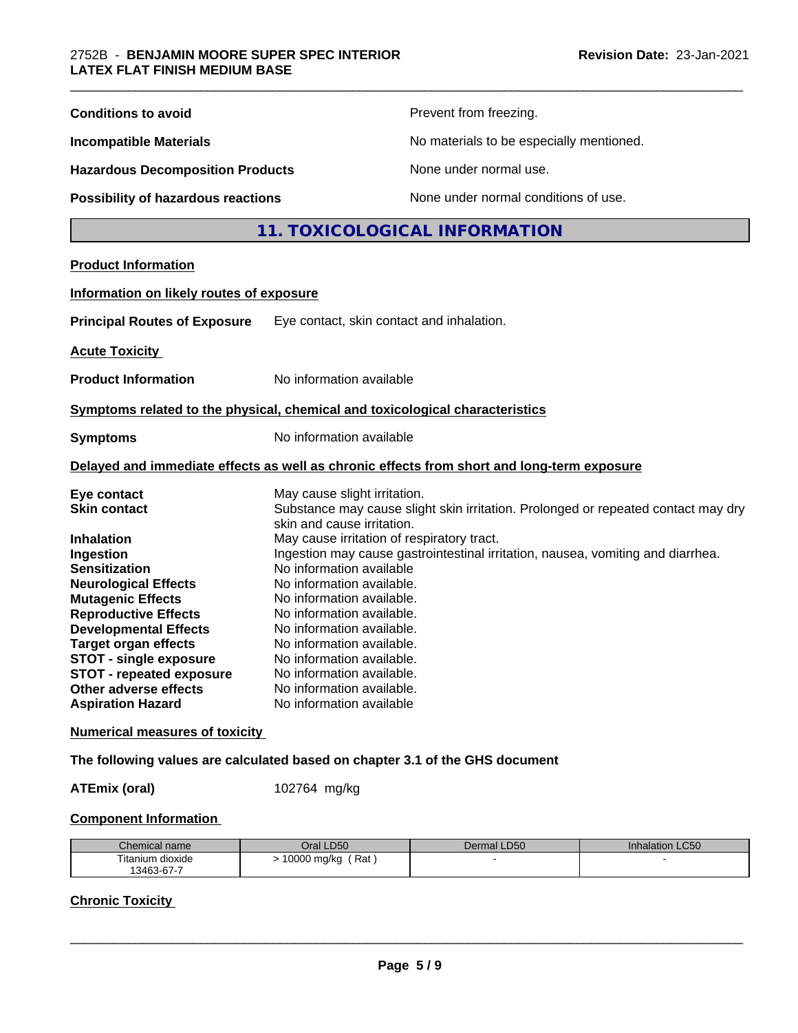**Conditions to avoid** Prevent from freezing.

**Incompatible Materials** No materials to be especially mentioned.

**Hazardous Decomposition Products** None under normal use.

**Possibility of hazardous reactions** None under normal conditions of use.

## 11. TOXICOLOGICAL INFORMATION

**Product Information**

**Information on likely routes of exposure**

**Principal Routes of Exposure** Eye contact, skin contact and inhalation.

**Acute Toxicity**

**Product Information** No information available

**Symptoms related to the physical, chemical and toxicological characteristics**

**Symptoms** No information available

**Delayed and immediate effects as well as chronic effects from short and long-term exposure**

**Eye contact** May cause slight irritation.
**Skin contact** Substance may cause slight skin irritation. Prolonged or repeated contact may dry skin and cause irritation.
**Inhalation** May cause irritation of respiratory tract.
**Ingestion** Ingestion may cause gastrointestinal irritation, nausea, vomiting and diarrhea.
**Sensitization** No information available
**Neurological Effects** No information available.
**Mutagenic Effects** No information available.
**Reproductive Effects** No information available.
**Developmental Effects** No information available.
**Target organ effects** No information available.
**STOT - single exposure** No information available.
**STOT - repeated exposure** No information available.
**Other adverse effects** No information available.
**Aspiration Hazard** No information available

**Numerical measures of toxicity**

**The following values are calculated based on chapter 3.1 of the GHS document**

**ATEmix (oral)** 102764 mg/kg

**Component Information**

| Chemical name | Oral LD50 | Dermal LD50 | Inhalation LC50 |
|---|---|---|---|
| Titanium dioxide 13463-67-7 | > 10000 mg/kg ( Rat ) | - | - |

**Chronic Toxicity**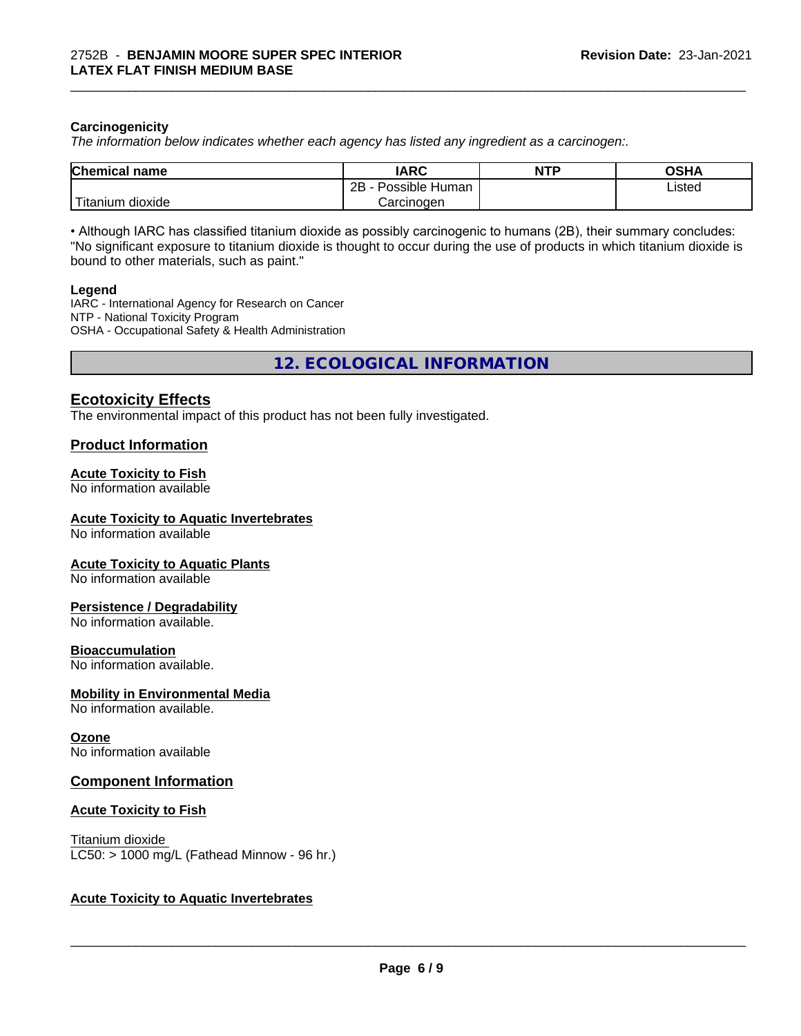**Carcinogenicity**

*The information below indicates whether each agency has listed any ingredient as a carcinogen:.*

| Chemical name | IARC | NTP | OSHA |
| --- | --- | --- | --- |
| Titanium dioxide | 2B - Possible Human Carcinogen | | Listed |

• Although IARC has classified titanium dioxide as possibly carcinogenic to humans (2B), their summary concludes: "No significant exposure to titanium dioxide is thought to occur during the use of products in which titanium dioxide is bound to other materials, such as paint."

**Legend**

IARC - International Agency for Research on Cancer
NTP - National Toxicity Program
OSHA - Occupational Safety & Health Administration

## 12. ECOLOGICAL INFORMATION

### Ecotoxicity Effects

The environmental impact of this product has not been fully investigated.

### Product Information

**Acute Toxicity to Fish**

No information available

**Acute Toxicity to Aquatic Invertebrates**

No information available

**Acute Toxicity to Aquatic Plants**

No information available

**Persistence / Degradability**

No information available.

**Bioaccumulation**

No information available.

**Mobility in Environmental Media**

No information available.

**Ozone**

No information available

### Component Information

**Acute Toxicity to Fish**

Titanium dioxide
LC50: > 1000 mg/L (Fathead Minnow - 96 hr.)

**Acute Toxicity to Aquatic Invertebrates**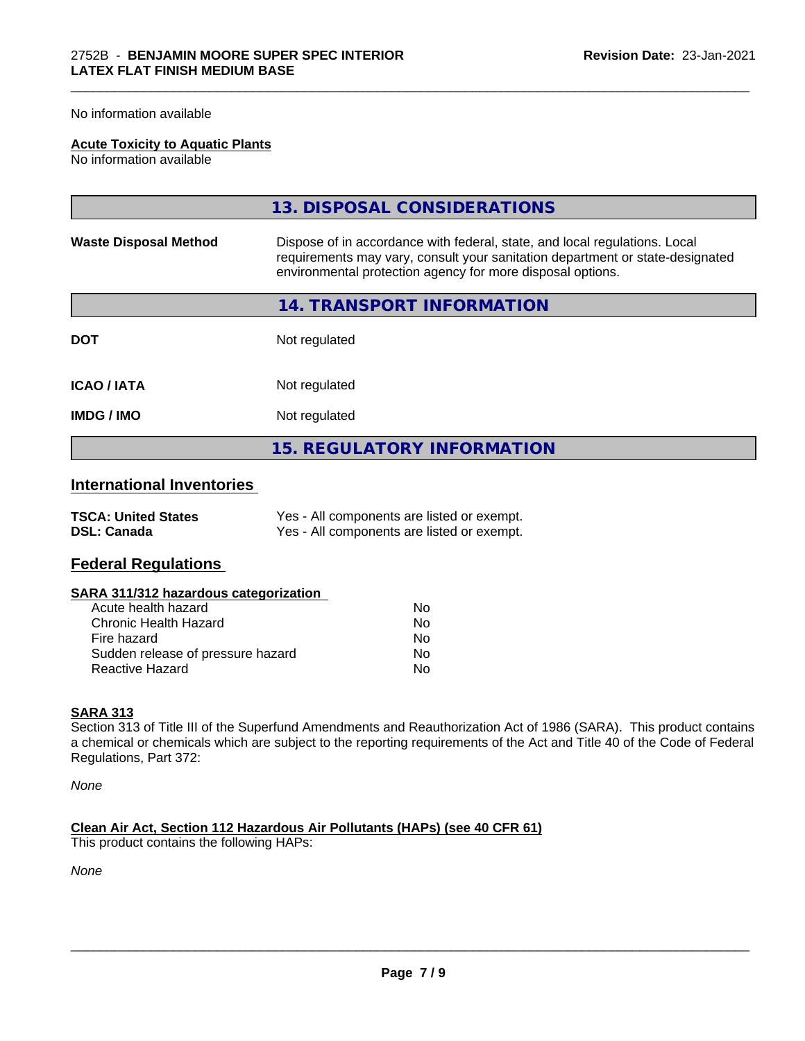No information available

**Acute Toxicity to Aquatic Plants**
No information available

## 13. DISPOSAL CONSIDERATIONS

| | |
|---|---|
| **Waste Disposal Method** | Dispose of in accordance with federal, state, and local regulations. Local requirements may vary, consult your sanitation department or state-designated environmental protection agency for more disposal options. |

## 14. TRANSPORT INFORMATION

| | |
|---|---|
| **DOT** | Not regulated |
| **ICAO / IATA** | Not regulated |
| **IMDG / IMO** | Not regulated |

## 15. REGULATORY INFORMATION

### International Inventories

| | |
|---|---|
| **TSCA: United States** | Yes - All components are listed or exempt. |
| **DSL: Canada** | Yes - All components are listed or exempt. |

### Federal Regulations

**SARA 311/312 hazardous categorization**

| | |
|---|---|
| Acute health hazard | No |
| Chronic Health Hazard | No |
| Fire hazard | No |
| Sudden release of pressure hazard | No |
| Reactive Hazard | No |

**SARA 313**
Section 313 of Title III of the Superfund Amendments and Reauthorization Act of 1986 (SARA). This product contains a chemical or chemicals which are subject to the reporting requirements of the Act and Title 40 of the Code of Federal Regulations, Part 372:

*None*

**Clean Air Act, Section 112 Hazardous Air Pollutants (HAPs) (see 40 CFR 61)**
This product contains the following HAPs:

*None*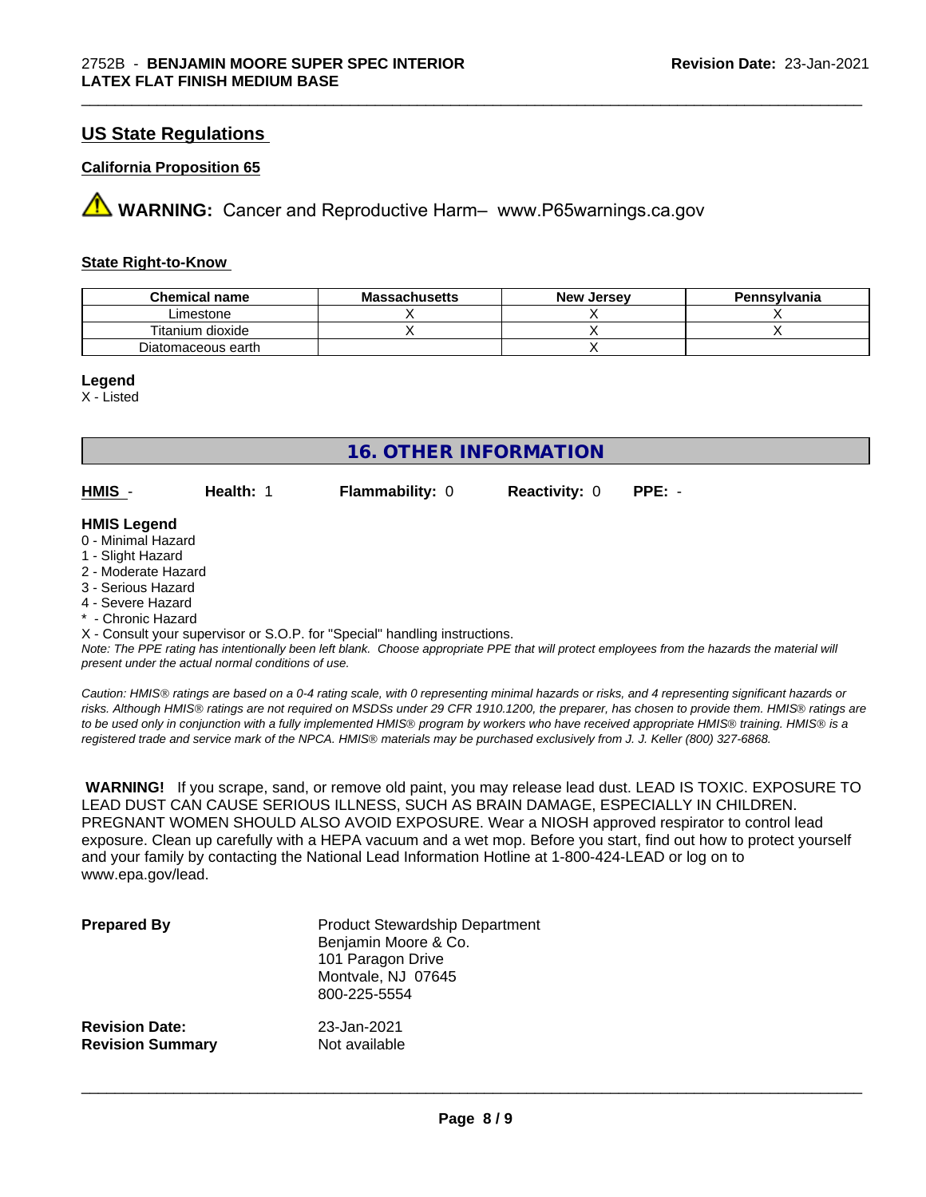## US State Regulations

### California Proposition 65

⚠ **WARNING:** Cancer and Reproductive Harm– www.P65warnings.ca.gov

### State Right-to-Know

| Chemical name | Massachusetts | New Jersey | Pennsylvania |
|---|---|---|---|
| Limestone | X | X | X |
| Titanium dioxide | X | X | X |
| Diatomaceous earth | | X | |

**Legend**
X - Listed

## 16. OTHER INFORMATION

| **HMIS** - | **Health:** 1 | **Flammability:** 0 | **Reactivity:** 0 | **PPE:** - |
|---|---|---|---|---|

**HMIS Legend**
0 - Minimal Hazard
1 - Slight Hazard
2 - Moderate Hazard
3 - Serious Hazard
4 - Severe Hazard
* - Chronic Hazard
X - Consult your supervisor or S.O.P. for "Special" handling instructions.

*Note: The PPE rating has intentionally been left blank. Choose appropriate PPE that will protect employees from the hazards the material will present under the actual normal conditions of use.*

*Caution: HMIS® ratings are based on a 0-4 rating scale, with 0 representing minimal hazards or risks, and 4 representing significant hazards or risks. Although HMIS® ratings are not required on MSDSs under 29 CFR 1910.1200, the preparer, has chosen to provide them. HMIS® ratings are to be used only in conjunction with a fully implemented HMIS® program by workers who have received appropriate HMIS® training. HMIS® is a registered trade and service mark of the NPCA. HMIS® materials may be purchased exclusively from J. J. Keller (800) 327-6868.*

**WARNING!** If you scrape, sand, or remove old paint, you may release lead dust. LEAD IS TOXIC. EXPOSURE TO LEAD DUST CAN CAUSE SERIOUS ILLNESS, SUCH AS BRAIN DAMAGE, ESPECIALLY IN CHILDREN. PREGNANT WOMEN SHOULD ALSO AVOID EXPOSURE. Wear a NIOSH approved respirator to control lead exposure. Clean up carefully with a HEPA vacuum and a wet mop. Before you start, find out how to protect yourself and your family by contacting the National Lead Information Hotline at 1-800-424-LEAD or log on to www.epa.gov/lead.

**Prepared By**
Product Stewardship Department
Benjamin Moore & Co.
101 Paragon Drive
Montvale, NJ 07645
800-225-5554

**Revision Date:** 23-Jan-2021
**Revision Summary** Not available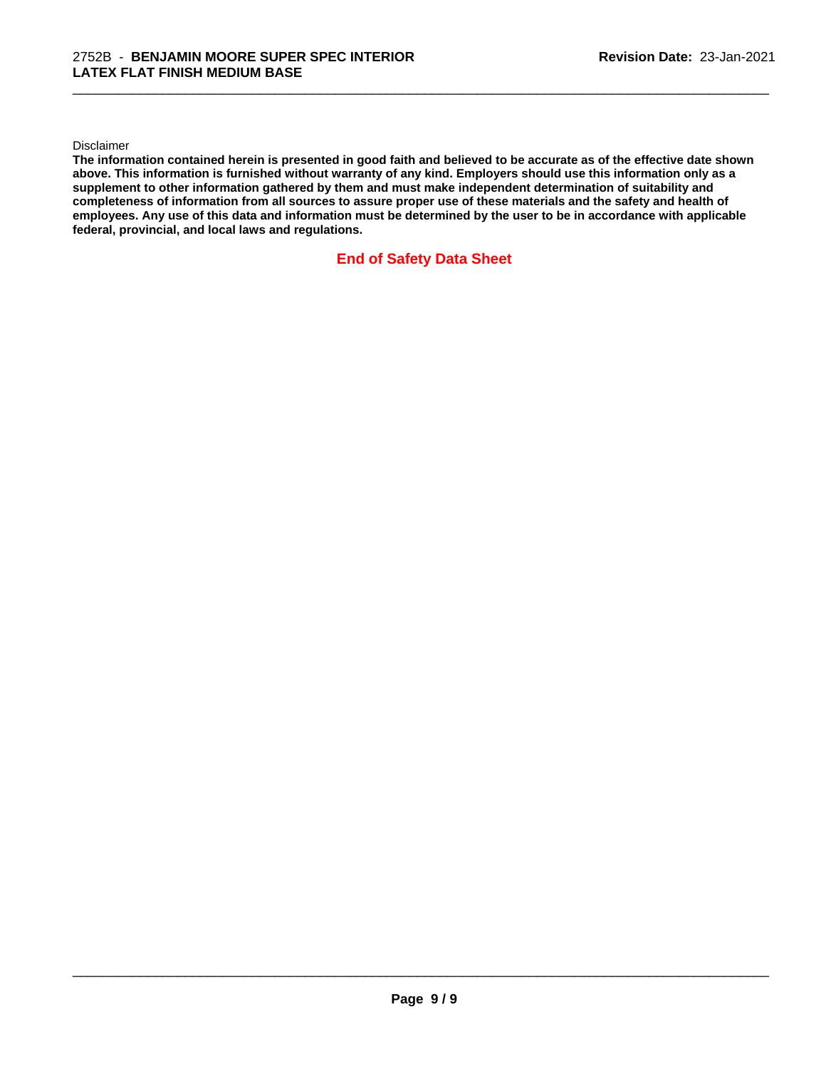Disclaimer

**The information contained herein is presented in good faith and believed to be accurate as of the effective date shown above. This information is furnished without warranty of any kind. Employers should use this information only as a supplement to other information gathered by them and must make independent determination of suitability and completeness of information from all sources to assure proper use of these materials and the safety and health of employees. Any use of this data and information must be determined by the user to be in accordance with applicable federal, provincial, and local laws and regulations.**

**End of Safety Data Sheet**